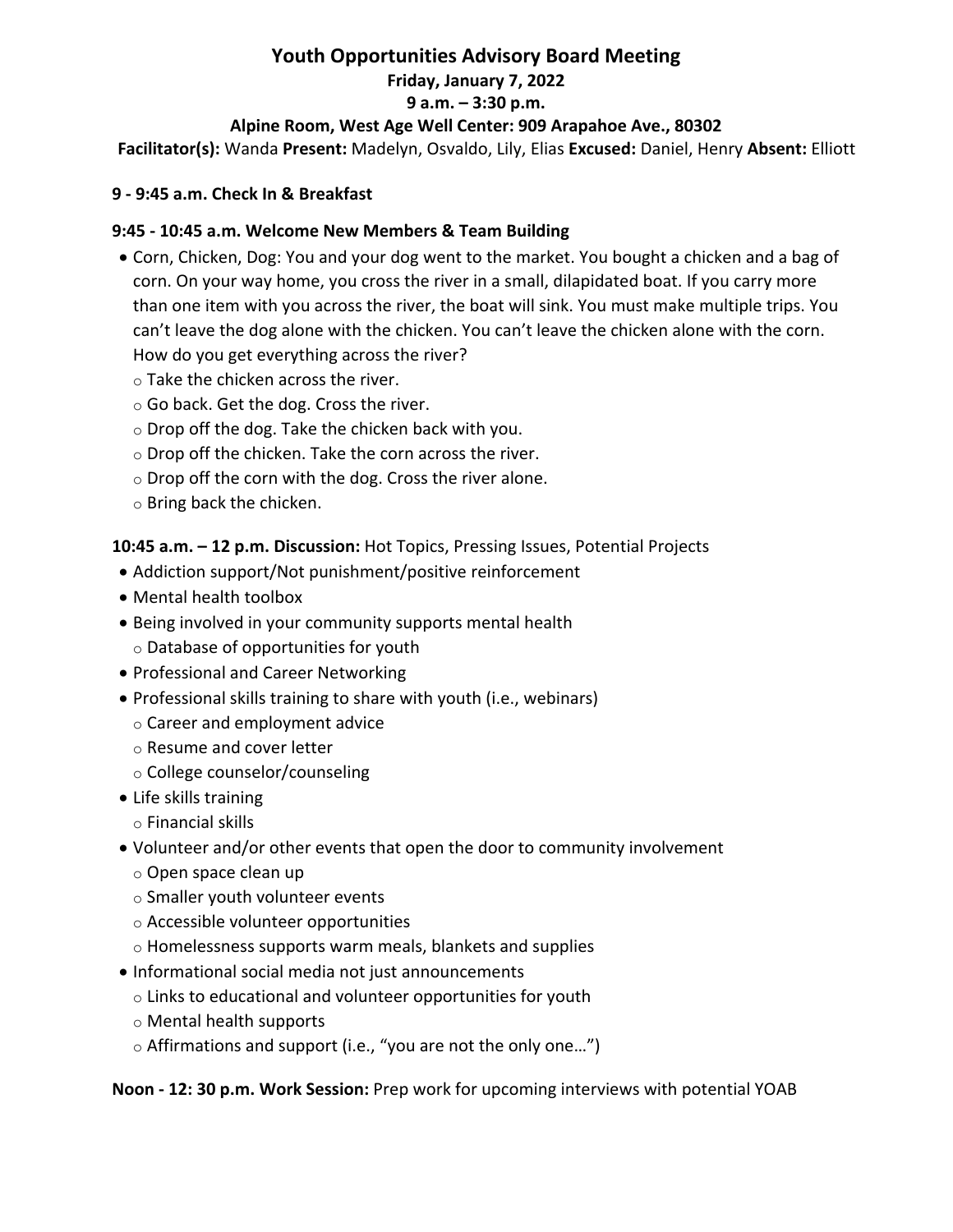# Youth Opportunities Advisory Board Meeting

**Friday, January 7, 2022**

**9 a.m. – 3:30 p.m.**

**Alpine Room, West Age Well Center: 909 Arapahoe Ave., 80302**

**Facilitator(s):** Wanda **Present:** Madelyn, Osvaldo, Lily, Elias **Excused:** Daniel, Henry **Absent:** Elliott

**9 - 9:45 a.m. Check In & Breakfast**

**9:45 - 10:45 a.m. Welcome New Members & Team Building**

- Corn, Chicken, Dog: You and your dog went to the market. You bought a chicken and a bag of corn. On your way home, you cross the river in a small, dilapidated boat. If you carry more than one item with you across the river, the boat will sink. You must make multiple trips. You can't leave the dog alone with the chicken. You can't leave the chicken alone with the corn. How do you get everything across the river?
  - Take the chicken across the river.
  - Go back. Get the dog. Cross the river.
  - Drop off the dog. Take the chicken back with you.
  - Drop off the chicken. Take the corn across the river.
  - Drop off the corn with the dog. Cross the river alone.
  - Bring back the chicken.

**10:45 a.m. – 12 p.m. Discussion:** Hot Topics, Pressing Issues, Potential Projects

- Addiction support/Not punishment/positive reinforcement
- Mental health toolbox
- Being involved in your community supports mental health
  - Database of opportunities for youth
- Professional and Career Networking
- Professional skills training to share with youth (i.e., webinars)
  - Career and employment advice
  - Resume and cover letter
  - College counselor/counseling
- Life skills training
  - Financial skills
- Volunteer and/or other events that open the door to community involvement
  - Open space clean up
  - Smaller youth volunteer events
  - Accessible volunteer opportunities
  - Homelessness supports warm meals, blankets and supplies
- Informational social media not just announcements
  - Links to educational and volunteer opportunities for youth
  - Mental health supports
  - Affirmations and support (i.e., "you are not the only one…")

**Noon - 12: 30 p.m. Work Session:** Prep work for upcoming interviews with potential YOAB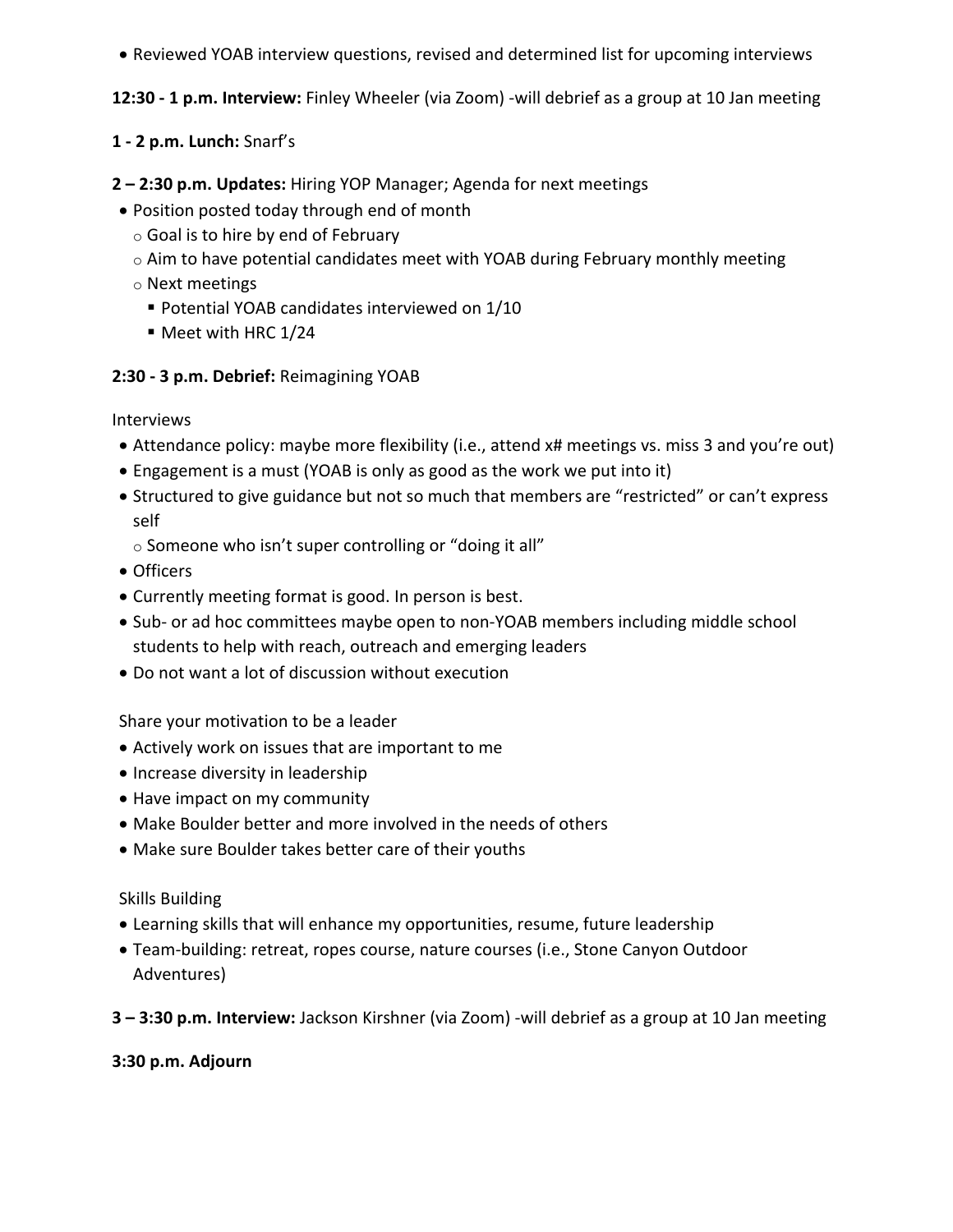- Reviewed YOAB interview questions, revised and determined list for upcoming interviews

**12:30 - 1 p.m. Interview:** Finley Wheeler (via Zoom) -will debrief as a group at 10 Jan meeting

**1 - 2 p.m. Lunch:** Snarf's

**2 – 2:30 p.m. Updates:** Hiring YOP Manager; Agenda for next meetings

- Position posted today through end of month
  - Goal is to hire by end of February
  - Aim to have potential candidates meet with YOAB during February monthly meeting
  - Next meetings
    - Potential YOAB candidates interviewed on 1/10
    - Meet with HRC 1/24

**2:30 - 3 p.m. Debrief:** Reimagining YOAB

Interviews

- Attendance policy: maybe more flexibility (i.e., attend x# meetings vs. miss 3 and you're out)
- Engagement is a must (YOAB is only as good as the work we put into it)
- Structured to give guidance but not so much that members are "restricted" or can't express self
  - Someone who isn't super controlling or "doing it all"
- Officers
- Currently meeting format is good. In person is best.
- Sub- or ad hoc committees maybe open to non-YOAB members including middle school students to help with reach, outreach and emerging leaders
- Do not want a lot of discussion without execution

Share your motivation to be a leader

- Actively work on issues that are important to me
- Increase diversity in leadership
- Have impact on my community
- Make Boulder better and more involved in the needs of others
- Make sure Boulder takes better care of their youths

Skills Building

- Learning skills that will enhance my opportunities, resume, future leadership
- Team-building: retreat, ropes course, nature courses (i.e., Stone Canyon Outdoor Adventures)

**3 – 3:30 p.m. Interview:** Jackson Kirshner (via Zoom) -will debrief as a group at 10 Jan meeting

**3:30 p.m. Adjourn**